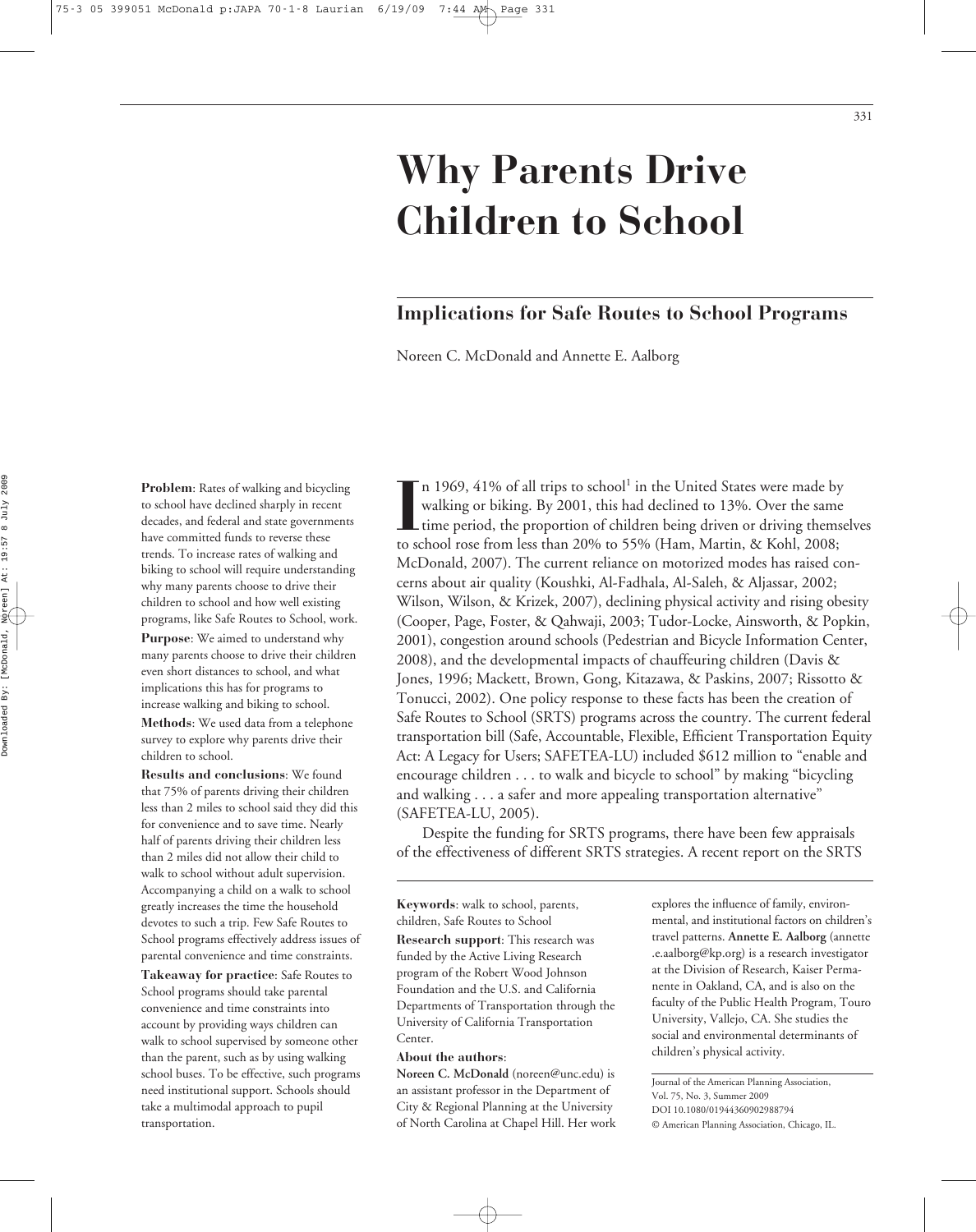# Why Parents Drive Children to School

## Implications for Safe Routes to School Programs

Noreen C. McDonald and Annette E. Aalborg

**Problem**: Rates of walking and bicycling to school have declined sharply in recent decades, and federal and state governments have committed funds to reverse these trends. To increase rates of walking and biking to school will require understanding why many parents choose to drive their children to school and how well existing programs, like Safe Routes to School, work.

**Purpose**: We aimed to understand why many parents choose to drive their children even short distances to school, and what implications this has for programs to increase walking and biking to school.

**Methods**: We used data from a telephone survey to explore why parents drive their children to school.

**Results and conclusions**: We found that 75% of parents driving their children less than 2 miles to school said they did this for convenience and to save time. Nearly half of parents driving their children less than 2 miles did not allow their child to walk to school without adult supervision. Accompanying a child on a walk to school greatly increases the time the household devotes to such a trip. Few Safe Routes to School programs effectively address issues of parental convenience and time constraints.

**Takeaway for practice**: Safe Routes to School programs should take parental convenience and time constraints into account by providing ways children can walk to school supervised by someone other than the parent, such as by using walking school buses. To be effective, such programs need institutional support. Schools should take a multimodal approach to pupil transportation.

**Keywords**: walk to school, parents, children, Safe Routes to School

**Research support**: This research was funded by the Active Living Research program of the Robert Wood Johnson Foundation and the U.S. and California Departments of Transportation through the University of California Transportation Center.

**About the authors**:

**Noreen C. McDonald** (noreen@unc.edu) is an assistant professor in the Department of City & Regional Planning at the University of North Carolina at Chapel Hill. Her work explores the influence of family, environmental, and institutional factors on children's travel patterns. **Annette E. Aalborg** (annette.e.aalborg@kp.org) is a research investigator at the Division of Research, Kaiser Permanente in Oakland, CA, and is also on the faculty of the Public Health Program, Touro University, Vallejo, CA. She studies the social and environmental determinants of children's physical activity.

Journal of the American Planning Association, Vol. 75, No. 3, Summer 2009
DOI 10.1080/01944360902988794
© American Planning Association, Chicago, IL.

In 1969, 41% of all trips to school[1] in the United States were made by walking or biking. By 2001, this had declined to 13%. Over the same time period, the proportion of children being driven or driving themselves to school rose from less than 20% to 55% (Ham, Martin, & Kohl, 2008; McDonald, 2007). The current reliance on motorized modes has raised concerns about air quality (Koushki, Al-Fadhala, Al-Saleh, & Aljassar, 2002; Wilson, Wilson, & Krizek, 2007), declining physical activity and rising obesity (Cooper, Page, Foster, & Qahwaji, 2003; Tudor-Locke, Ainsworth, & Popkin, 2001), congestion around schools (Pedestrian and Bicycle Information Center, 2008), and the developmental impacts of chauffeuring children (Davis & Jones, 1996; Mackett, Brown, Gong, Kitazawa, & Paskins, 2007; Rissotto & Tonucci, 2002). One policy response to these facts has been the creation of Safe Routes to School (SRTS) programs across the country. The current federal transportation bill (Safe, Accountable, Flexible, Efficient Transportation Equity Act: A Legacy for Users; SAFETEA-LU) included $612 million to "enable and encourage children . . . to walk and bicycle to school" by making "bicycling and walking . . . a safer and more appealing transportation alternative" (SAFETEA-LU, 2005).

Despite the funding for SRTS programs, there have been few appraisals of the effectiveness of different SRTS strategies. A recent report on the SRTS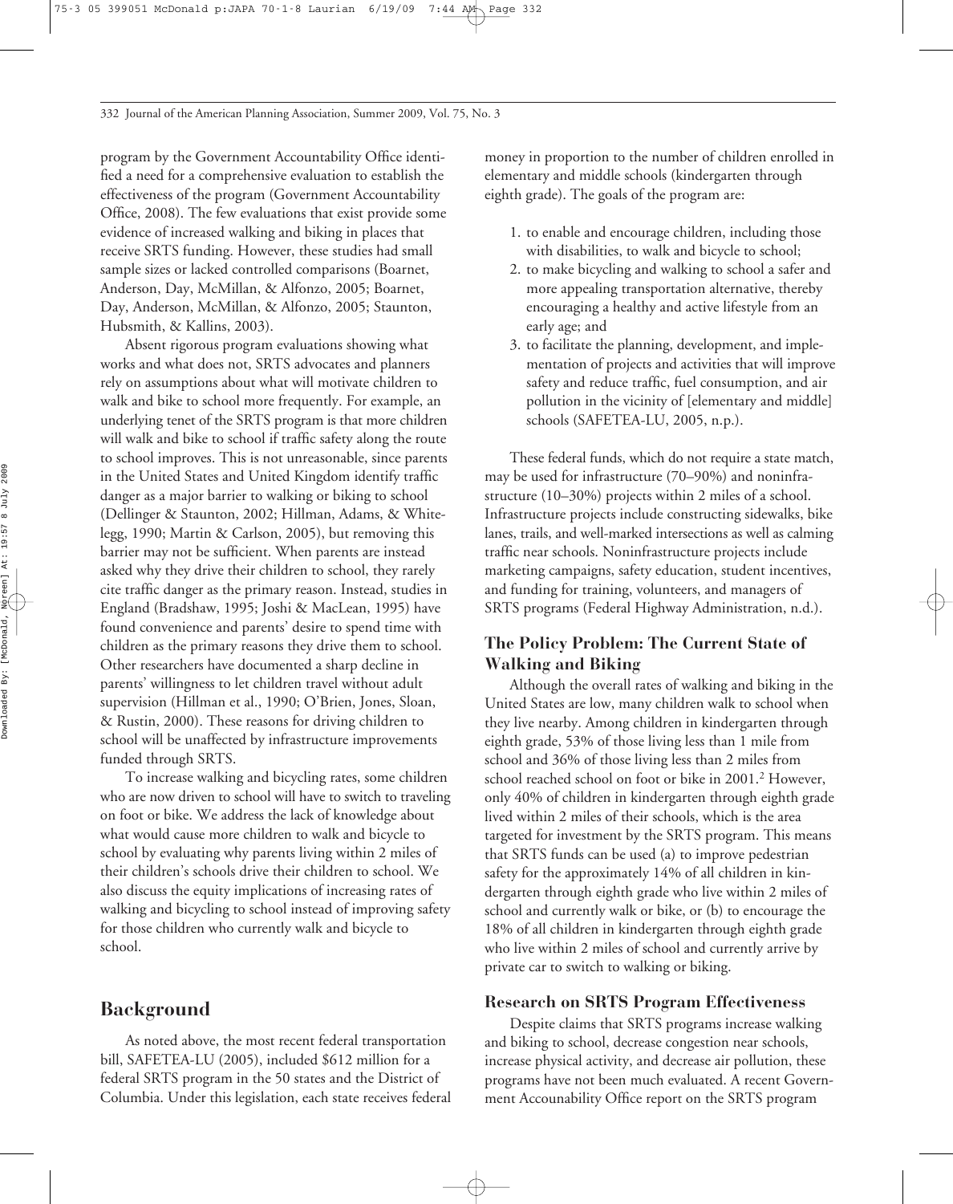program by the Government Accountability Office identified a need for a comprehensive evaluation to establish the effectiveness of the program (Government Accountability Office, 2008). The few evaluations that exist provide some evidence of increased walking and biking in places that receive SRTS funding. However, these studies had small sample sizes or lacked controlled comparisons (Boarnet, Anderson, Day, McMillan, & Alfonzo, 2005; Boarnet, Day, Anderson, McMillan, & Alfonzo, 2005; Staunton, Hubsmith, & Kallins, 2003).

Absent rigorous program evaluations showing what works and what does not, SRTS advocates and planners rely on assumptions about what will motivate children to walk and bike to school more frequently. For example, an underlying tenet of the SRTS program is that more children will walk and bike to school if traffic safety along the route to school improves. This is not unreasonable, since parents in the United States and United Kingdom identify traffic danger as a major barrier to walking or biking to school (Dellinger & Staunton, 2002; Hillman, Adams, & Whitelegg, 1990; Martin & Carlson, 2005), but removing this barrier may not be sufficient. When parents are instead asked why they drive their children to school, they rarely cite traffic danger as the primary reason. Instead, studies in England (Bradshaw, 1995; Joshi & MacLean, 1995) have found convenience and parents' desire to spend time with children as the primary reasons they drive them to school. Other researchers have documented a sharp decline in parents' willingness to let children travel without adult supervision (Hillman et al., 1990; O'Brien, Jones, Sloan, & Rustin, 2000). These reasons for driving children to school will be unaffected by infrastructure improvements funded through SRTS.

To increase walking and bicycling rates, some children who are now driven to school will have to switch to traveling on foot or bike. We address the lack of knowledge about what would cause more children to walk and bicycle to school by evaluating why parents living within 2 miles of their children's schools drive their children to school. We also discuss the equity implications of increasing rates of walking and bicycling to school instead of improving safety for those children who currently walk and bicycle to school.

## Background

As noted above, the most recent federal transportation bill, SAFETEA-LU (2005), included $612 million for a federal SRTS program in the 50 states and the District of Columbia. Under this legislation, each state receives federal money in proportion to the number of children enrolled in elementary and middle schools (kindergarten through eighth grade). The goals of the program are:

1. to enable and encourage children, including those with disabilities, to walk and bicycle to school;
2. to make bicycling and walking to school a safer and more appealing transportation alternative, thereby encouraging a healthy and active lifestyle from an early age; and
3. to facilitate the planning, development, and implementation of projects and activities that will improve safety and reduce traffic, fuel consumption, and air pollution in the vicinity of [elementary and middle] schools (SAFETEA-LU, 2005, n.p.).

These federal funds, which do not require a state match, may be used for infrastructure (70–90%) and noninfrastructure (10–30%) projects within 2 miles of a school. Infrastructure projects include constructing sidewalks, bike lanes, trails, and well-marked intersections as well as calming traffic near schools. Noninfrastructure projects include marketing campaigns, safety education, student incentives, and funding for training, volunteers, and managers of SRTS programs (Federal Highway Administration, n.d.).

### The Policy Problem: The Current State of Walking and Biking

Although the overall rates of walking and biking in the United States are low, many children walk to school when they live nearby. Among children in kindergarten through eighth grade, 53% of those living less than 1 mile from school and 36% of those living less than 2 miles from school reached school on foot or bike in 2001.[2] However, only 40% of children in kindergarten through eighth grade lived within 2 miles of their schools, which is the area targeted for investment by the SRTS program. This means that SRTS funds can be used (a) to improve pedestrian safety for the approximately 14% of all children in kindergarten through eighth grade who live within 2 miles of school and currently walk or bike, or (b) to encourage the 18% of all children in kindergarten through eighth grade who live within 2 miles of school and currently arrive by private car to switch to walking or biking.

### Research on SRTS Program Effectiveness

Despite claims that SRTS programs increase walking and biking to school, decrease congestion near schools, increase physical activity, and decrease air pollution, these programs have not been much evaluated. A recent Government Accounability Office report on the SRTS program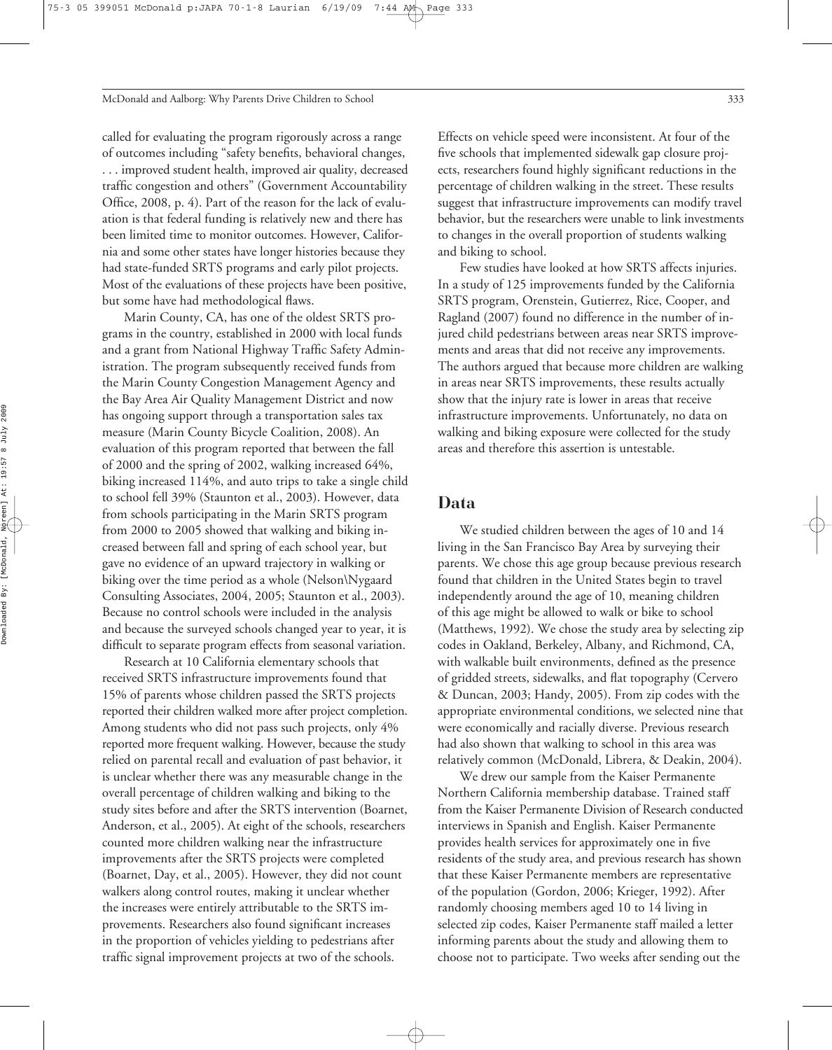called for evaluating the program rigorously across a range of outcomes including "safety benefits, behavioral changes, . . . improved student health, improved air quality, decreased traffic congestion and others" (Government Accountability Office, 2008, p. 4). Part of the reason for the lack of evaluation is that federal funding is relatively new and there has been limited time to monitor outcomes. However, California and some other states have longer histories because they had state-funded SRTS programs and early pilot projects. Most of the evaluations of these projects have been positive, but some have had methodological flaws.

Marin County, CA, has one of the oldest SRTS programs in the country, established in 2000 with local funds and a grant from National Highway Traffic Safety Administration. The program subsequently received funds from the Marin County Congestion Management Agency and the Bay Area Air Quality Management District and now has ongoing support through a transportation sales tax measure (Marin County Bicycle Coalition, 2008). An evaluation of this program reported that between the fall of 2000 and the spring of 2002, walking increased 64%, biking increased 114%, and auto trips to take a single child to school fell 39% (Staunton et al., 2003). However, data from schools participating in the Marin SRTS program from 2000 to 2005 showed that walking and biking increased between fall and spring of each school year, but gave no evidence of an upward trajectory in walking or biking over the time period as a whole (Nelson\Nygaard Consulting Associates, 2004, 2005; Staunton et al., 2003). Because no control schools were included in the analysis and because the surveyed schools changed year to year, it is difficult to separate program effects from seasonal variation.

Research at 10 California elementary schools that received SRTS infrastructure improvements found that 15% of parents whose children passed the SRTS projects reported their children walked more after project completion. Among students who did not pass such projects, only 4% reported more frequent walking. However, because the study relied on parental recall and evaluation of past behavior, it is unclear whether there was any measurable change in the overall percentage of children walking and biking to the study sites before and after the SRTS intervention (Boarnet, Anderson, et al., 2005). At eight of the schools, researchers counted more children walking near the infrastructure improvements after the SRTS projects were completed (Boarnet, Day, et al., 2005). However, they did not count walkers along control routes, making it unclear whether the increases were entirely attributable to the SRTS improvements. Researchers also found significant increases in the proportion of vehicles yielding to pedestrians after traffic signal improvement projects at two of the schools. Effects on vehicle speed were inconsistent. At four of the five schools that implemented sidewalk gap closure projects, researchers found highly significant reductions in the percentage of children walking in the street. These results suggest that infrastructure improvements can modify travel behavior, but the researchers were unable to link investments to changes in the overall proportion of students walking and biking to school.

Few studies have looked at how SRTS affects injuries. In a study of 125 improvements funded by the California SRTS program, Orenstein, Gutierrez, Rice, Cooper, and Ragland (2007) found no difference in the number of injured child pedestrians between areas near SRTS improvements and areas that did not receive any improvements. The authors argued that because more children are walking in areas near SRTS improvements, these results actually show that the injury rate is lower in areas that receive infrastructure improvements. Unfortunately, no data on walking and biking exposure were collected for the study areas and therefore this assertion is untestable.

## Data

We studied children between the ages of 10 and 14 living in the San Francisco Bay Area by surveying their parents. We chose this age group because previous research found that children in the United States begin to travel independently around the age of 10, meaning children of this age might be allowed to walk or bike to school (Matthews, 1992). We chose the study area by selecting zip codes in Oakland, Berkeley, Albany, and Richmond, CA, with walkable built environments, defined as the presence of gridded streets, sidewalks, and flat topography (Cervero & Duncan, 2003; Handy, 2005). From zip codes with the appropriate environmental conditions, we selected nine that were economically and racially diverse. Previous research had also shown that walking to school in this area was relatively common (McDonald, Librera, & Deakin, 2004).

We drew our sample from the Kaiser Permanente Northern California membership database. Trained staff from the Kaiser Permanente Division of Research conducted interviews in Spanish and English. Kaiser Permanente provides health services for approximately one in five residents of the study area, and previous research has shown that these Kaiser Permanente members are representative of the population (Gordon, 2006; Krieger, 1992). After randomly choosing members aged 10 to 14 living in selected zip codes, Kaiser Permanente staff mailed a letter informing parents about the study and allowing them to choose not to participate. Two weeks after sending out the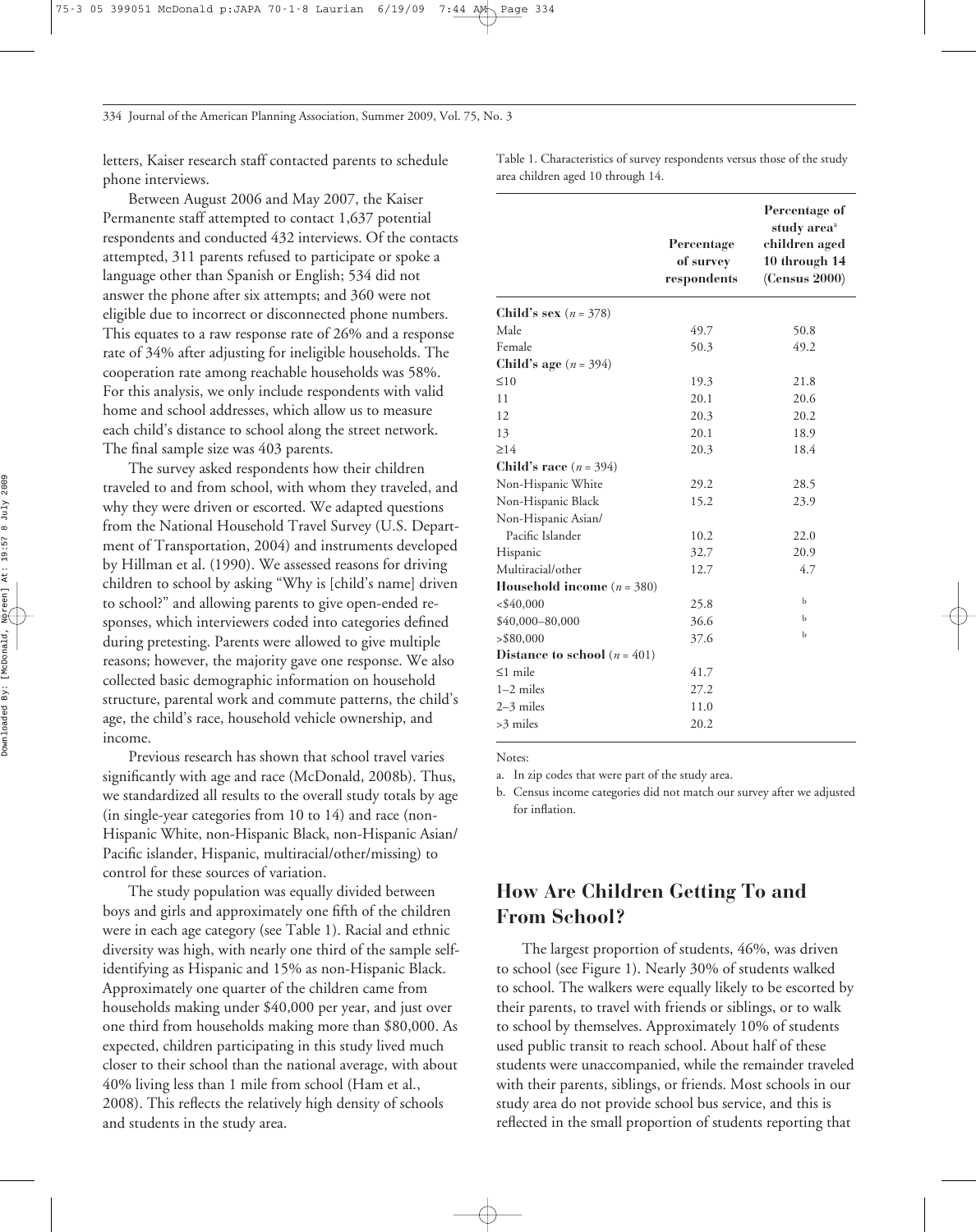letters, Kaiser research staff contacted parents to schedule phone interviews.

Between August 2006 and May 2007, the Kaiser Permanente staff attempted to contact 1,637 potential respondents and conducted 432 interviews. Of the contacts attempted, 311 parents refused to participate or spoke a language other than Spanish or English; 534 did not answer the phone after six attempts; and 360 were not eligible due to incorrect or disconnected phone numbers. This equates to a raw response rate of 26% and a response rate of 34% after adjusting for ineligible households. The cooperation rate among reachable households was 58%. For this analysis, we only include respondents with valid home and school addresses, which allow us to measure each child's distance to school along the street network. The final sample size was 403 parents.

The survey asked respondents how their children traveled to and from school, with whom they traveled, and why they were driven or escorted. We adapted questions from the National Household Travel Survey (U.S. Department of Transportation, 2004) and instruments developed by Hillman et al. (1990). We assessed reasons for driving children to school by asking "Why is [child's name] driven to school?" and allowing parents to give open-ended responses, which interviewers coded into categories defined during pretesting. Parents were allowed to give multiple reasons; however, the majority gave one response. We also collected basic demographic information on household structure, parental work and commute patterns, the child's age, the child's race, household vehicle ownership, and income.

Previous research has shown that school travel varies significantly with age and race (McDonald, 2008b). Thus, we standardized all results to the overall study totals by age (in single-year categories from 10 to 14) and race (non-Hispanic White, non-Hispanic Black, non-Hispanic Asian/Pacific islander, Hispanic, multiracial/other/missing) to control for these sources of variation.

The study population was equally divided between boys and girls and approximately one fifth of the children were in each age category (see Table 1). Racial and ethnic diversity was high, with nearly one third of the sample self-identifying as Hispanic and 15% as non-Hispanic Black. Approximately one quarter of the children came from households making under $40,000 per year, and just over one third from households making more than $80,000. As expected, children participating in this study lived much closer to their school than the national average, with about 40% living less than 1 mile from school (Ham et al., 2008). This reflects the relatively high density of schools and students in the study area.

Table 1. Characteristics of survey respondents versus those of the study area children aged 10 through 14.

| | Percentage of survey respondents | Percentage of study area[a] children aged 10 through 14 (Census 2000) |
|---|---|---|
| **Child's sex** ($n$ = 378) | | |
| Male | 49.7 | 50.8 |
| Female | 50.3 | 49.2 |
| **Child's age** ($n$ = 394) | | |
| ≤10 | 19.3 | 21.8 |
| 11 | 20.1 | 20.6 |
| 12 | 20.3 | 20.2 |
| 13 | 20.1 | 18.9 |
| ≥14 | 20.3 | 18.4 |
| **Child's race** ($n$ = 394) | | |
| Non-Hispanic White | 29.2 | 28.5 |
| Non-Hispanic Black | 15.2 | 23.9 |
| Non-Hispanic Asian/ Pacific Islander | 10.2 | 22.0 |
| Hispanic | 32.7 | 20.9 |
| Multiracial/other | 12.7 | 4.7 |
| **Household income** ($n$ = 380) | | |
| <$40,000 | 25.8 | [b] |
| $40,000–80,000 | 36.6 | [b] |
| >$80,000 | 37.6 | [b] |
| **Distance to school** ($n$ = 401) | | |
| ≤1 mile | 41.7 | |
| 1–2 miles | 27.2 | |
| 2–3 miles | 11.0 | |
| >3 miles | 20.2 | |

Notes:

a. In zip codes that were part of the study area.

b. Census income categories did not match our survey after we adjusted for inflation.

## How Are Children Getting To and From School?

The largest proportion of students, 46%, was driven to school (see Figure 1). Nearly 30% of students walked to school. The walkers were equally likely to be escorted by their parents, to travel with friends or siblings, or to walk to school by themselves. Approximately 10% of students used public transit to reach school. About half of these students were unaccompanied, while the remainder traveled with their parents, siblings, or friends. Most schools in our study area do not provide school bus service, and this is reflected in the small proportion of students reporting that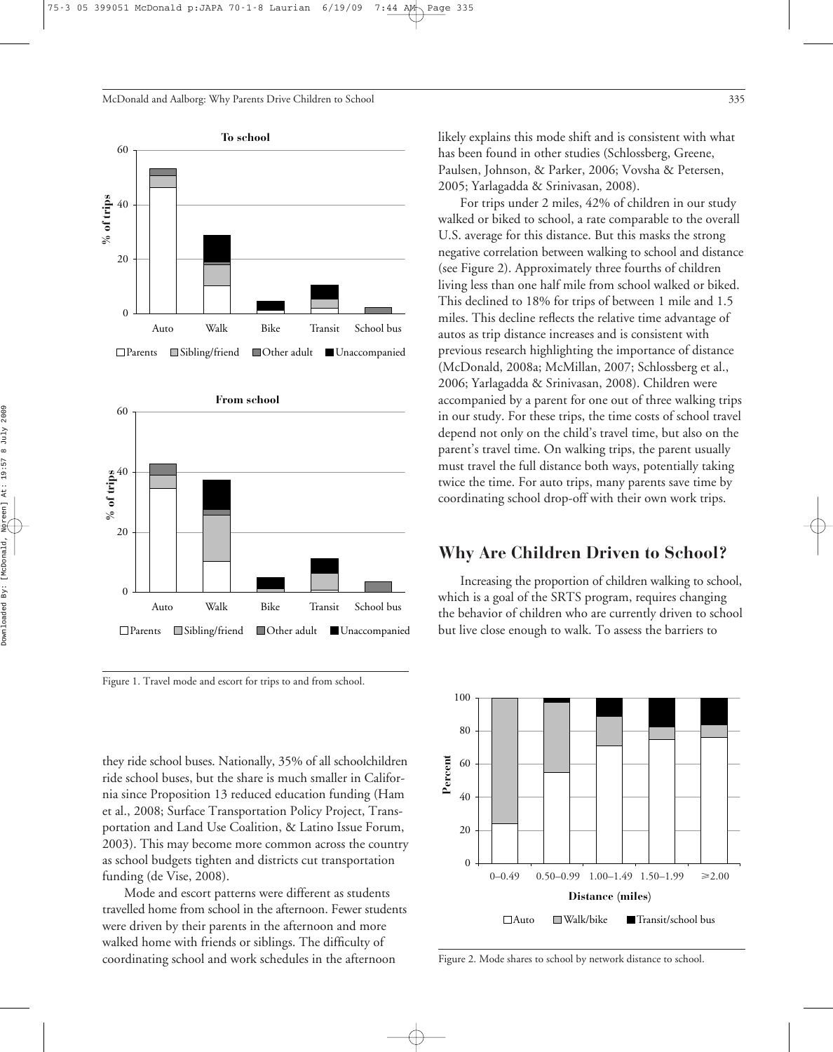Figure 1. Travel mode and escort for trips to and from school.

they ride school buses. Nationally, 35% of all schoolchildren ride school buses, but the share is much smaller in California since Proposition 13 reduced education funding (Ham et al., 2008; Surface Transportation Policy Project, Transportation and Land Use Coalition, & Latino Issue Forum, 2003). This may become more common across the country as school budgets tighten and districts cut transportation funding (de Vise, 2008).

Mode and escort patterns were different as students travelled home from school in the afternoon. Fewer students were driven by their parents in the afternoon and more walked home with friends or siblings. The difficulty of coordinating school and work schedules in the afternoon likely explains this mode shift and is consistent with what has been found in other studies (Schlossberg, Greene, Paulsen, Johnson, & Parker, 2006; Vovsha & Petersen, 2005; Yarlagadda & Srinivasan, 2008).

For trips under 2 miles, 42% of children in our study walked or biked to school, a rate comparable to the overall U.S. average for this distance. But this masks the strong negative correlation between walking to school and distance (see Figure 2). Approximately three fourths of children living less than one half mile from school walked or biked. This declined to 18% for trips of between 1 mile and 1.5 miles. This decline reflects the relative time advantage of autos as trip distance increases and is consistent with previous research highlighting the importance of distance (McDonald, 2008a; McMillan, 2007; Schlossberg et al., 2006; Yarlagadda & Srinivasan, 2008). Children were accompanied by a parent for one out of three walking trips in our study. For these trips, the time costs of school travel depend not only on the child's travel time, but also on the parent's travel time. On walking trips, the parent usually must travel the full distance both ways, potentially taking twice the time. For auto trips, many parents save time by coordinating school drop-off with their own work trips.

## Why Are Children Driven to School?

Increasing the proportion of children walking to school, which is a goal of the SRTS program, requires changing the behavior of children who are currently driven to school but live close enough to walk. To assess the barriers to

Figure 2. Mode shares to school by network distance to school.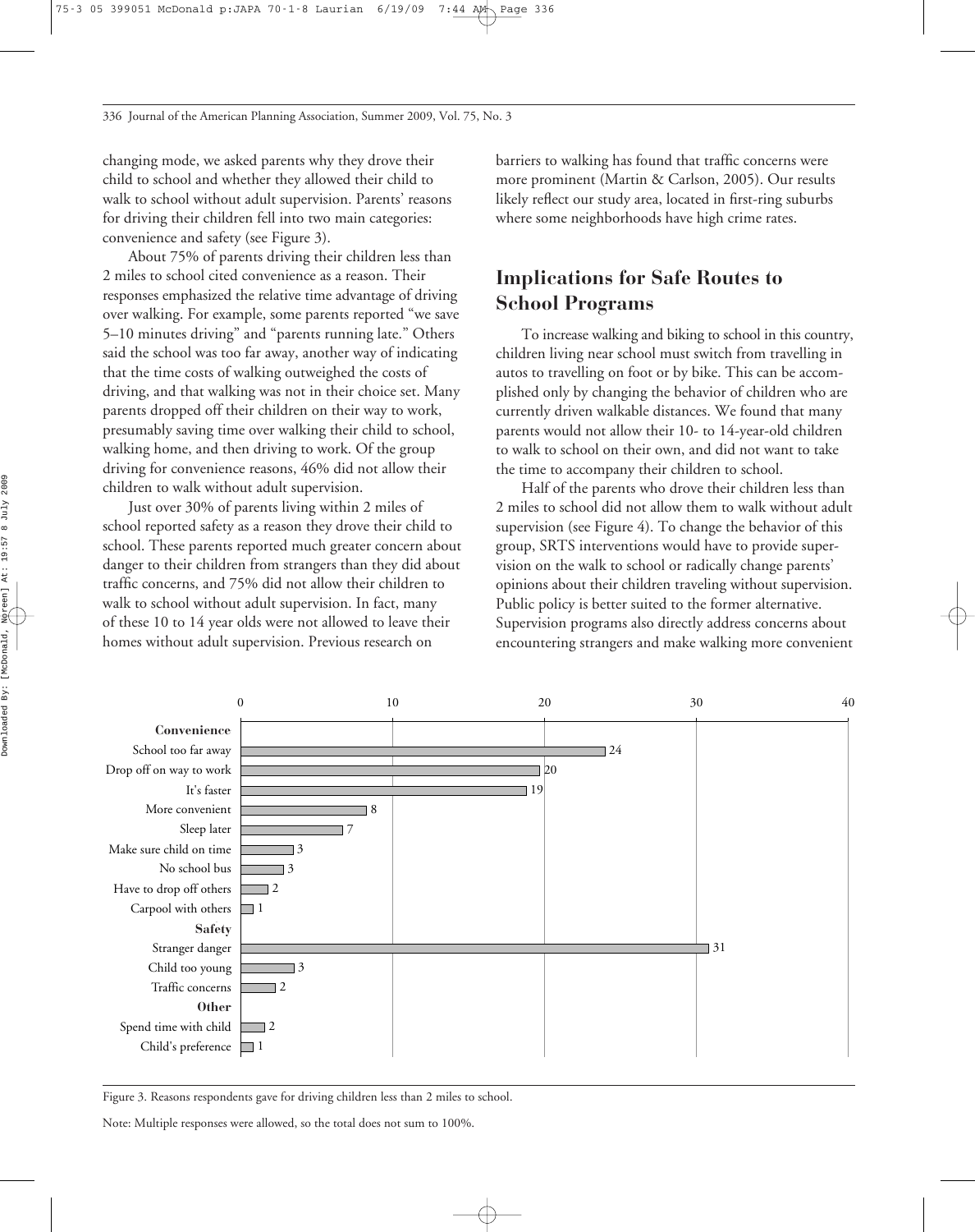changing mode, we asked parents why they drove their child to school and whether they allowed their child to walk to school without adult supervision. Parents' reasons for driving their children fell into two main categories: convenience and safety (see Figure 3).

About 75% of parents driving their children less than 2 miles to school cited convenience as a reason. Their responses emphasized the relative time advantage of driving over walking. For example, some parents reported "we save 5–10 minutes driving" and "parents running late." Others said the school was too far away, another way of indicating that the time costs of walking outweighed the costs of driving, and that walking was not in their choice set. Many parents dropped off their children on their way to work, presumably saving time over walking their child to school, walking home, and then driving to work. Of the group driving for convenience reasons, 46% did not allow their children to walk without adult supervision.

Just over 30% of parents living within 2 miles of school reported safety as a reason they drove their child to school. These parents reported much greater concern about danger to their children from strangers than they did about traffic concerns, and 75% did not allow their children to walk to school without adult supervision. In fact, many of these 10 to 14 year olds were not allowed to leave their homes without adult supervision. Previous research on barriers to walking has found that traffic concerns were more prominent (Martin & Carlson, 2005). Our results likely reflect our study area, located in first-ring suburbs where some neighborhoods have high crime rates.

## Implications for Safe Routes to School Programs

To increase walking and biking to school in this country, children living near school must switch from travelling in autos to travelling on foot or by bike. This can be accomplished only by changing the behavior of children who are currently driven walkable distances. We found that many parents would not allow their 10- to 14-year-old children to walk to school on their own, and did not want to take the time to accompany their children to school.

Half of the parents who drove their children less than 2 miles to school did not allow them to walk without adult supervision (see Figure 4). To change the behavior of this group, SRTS interventions would have to provide supervision on the walk to school or radically change parents' opinions about their children traveling without supervision. Public policy is better suited to the former alternative. Supervision programs also directly address concerns about encountering strangers and make walking more convenient

| Reason | Number of respondents |
|---|---|
| **Convenience** | |
| School too far away | 24 |
| Drop off on way to work | 20 |
| It's faster | 19 |
| More convenient | 8 |
| Sleep later | 7 |
| Make sure child on time | 3 |
| No school bus | 3 |
| Have to drop off others | 2 |
| Carpool with others | 1 |
| **Safety** | |
| Stranger danger | 31 |
| Child too young | 3 |
| Traffic concerns | 2 |
| **Other** | |
| Spend time with child | 2 |
| Child's preference | 1 |

Figure 3. Reasons respondents gave for driving children less than 2 miles to school.

Note: Multiple responses were allowed, so the total does not sum to 100%.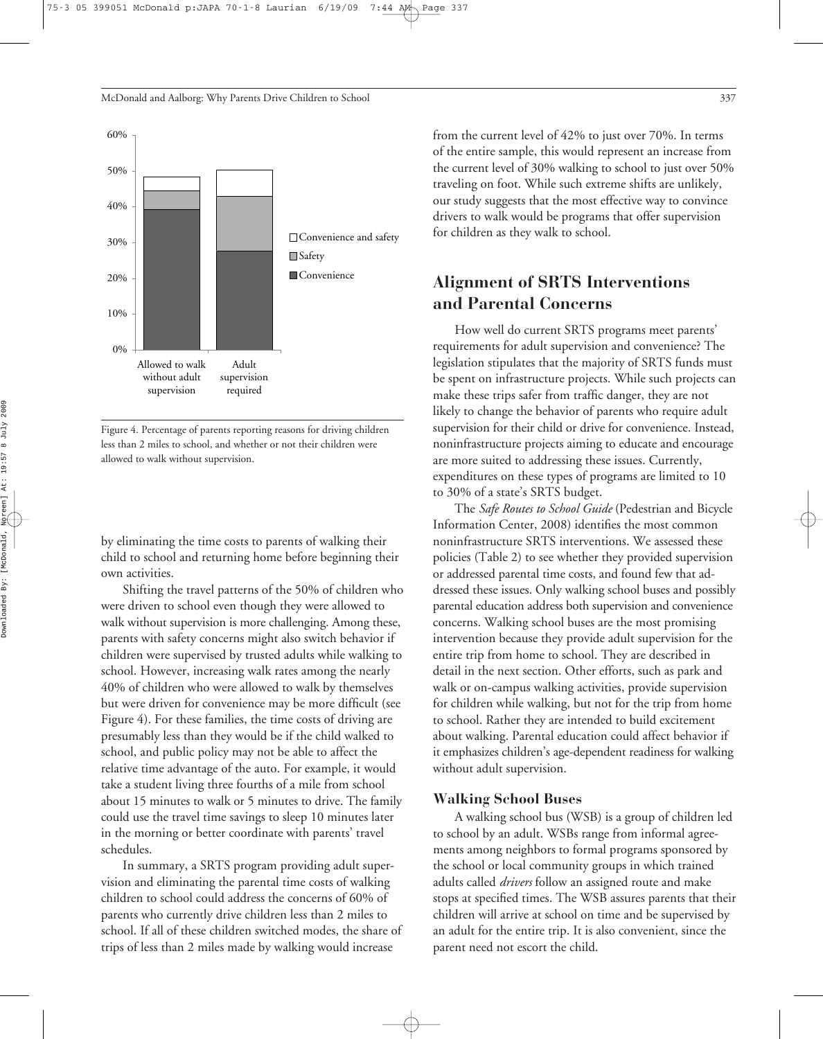Figure 4. Percentage of parents reporting reasons for driving children less than 2 miles to school, and whether or not their children were allowed to walk without supervision.

by eliminating the time costs to parents of walking their child to school and returning home before beginning their own activities.

Shifting the travel patterns of the 50% of children who were driven to school even though they were allowed to walk without supervision is more challenging. Among these, parents with safety concerns might also switch behavior if children were supervised by trusted adults while walking to school. However, increasing walk rates among the nearly 40% of children who were allowed to walk by themselves but were driven for convenience may be more difficult (see Figure 4). For these families, the time costs of driving are presumably less than they would be if the child walked to school, and public policy may not be able to affect the relative time advantage of the auto. For example, it would take a student living three fourths of a mile from school about 15 minutes to walk or 5 minutes to drive. The family could use the travel time savings to sleep 10 minutes later in the morning or better coordinate with parents' travel schedules.

In summary, a SRTS program providing adult supervision and eliminating the parental time costs of walking children to school could address the concerns of 60% of parents who currently drive children less than 2 miles to school. If all of these children switched modes, the share of trips of less than 2 miles made by walking would increase from the current level of 42% to just over 70%. In terms of the entire sample, this would represent an increase from the current level of 30% walking to school to just over 50% traveling on foot. While such extreme shifts are unlikely, our study suggests that the most effective way to convince drivers to walk would be programs that offer supervision for children as they walk to school.

## Alignment of SRTS Interventions and Parental Concerns

How well do current SRTS programs meet parents' requirements for adult supervision and convenience? The legislation stipulates that the majority of SRTS funds must be spent on infrastructure projects. While such projects can make these trips safer from traffic danger, they are not likely to change the behavior of parents who require adult supervision for their child or drive for convenience. Instead, noninfrastructure projects aiming to educate and encourage are more suited to addressing these issues. Currently, expenditures on these types of programs are limited to 10 to 30% of a state's SRTS budget.

The *Safe Routes to School Guide* (Pedestrian and Bicycle Information Center, 2008) identifies the most common noninfrastructure SRTS interventions. We assessed these policies (Table 2) to see whether they provided supervision or addressed parental time costs, and found few that addressed these issues. Only walking school buses and possibly parental education address both supervision and convenience concerns. Walking school buses are the most promising intervention because they provide adult supervision for the entire trip from home to school. They are described in detail in the next section. Other efforts, such as park and walk or on-campus walking activities, provide supervision for children while walking, but not for the trip from home to school. Rather they are intended to build excitement about walking. Parental education could affect behavior if it emphasizes children's age-dependent readiness for walking without adult supervision.

### Walking School Buses

A walking school bus (WSB) is a group of children led to school by an adult. WSBs range from informal agreements among neighbors to formal programs sponsored by the school or local community groups in which trained adults called *drivers* follow an assigned route and make stops at specified times. The WSB assures parents that their children will arrive at school on time and be supervised by an adult for the entire trip. It is also convenient, since the parent need not escort the child.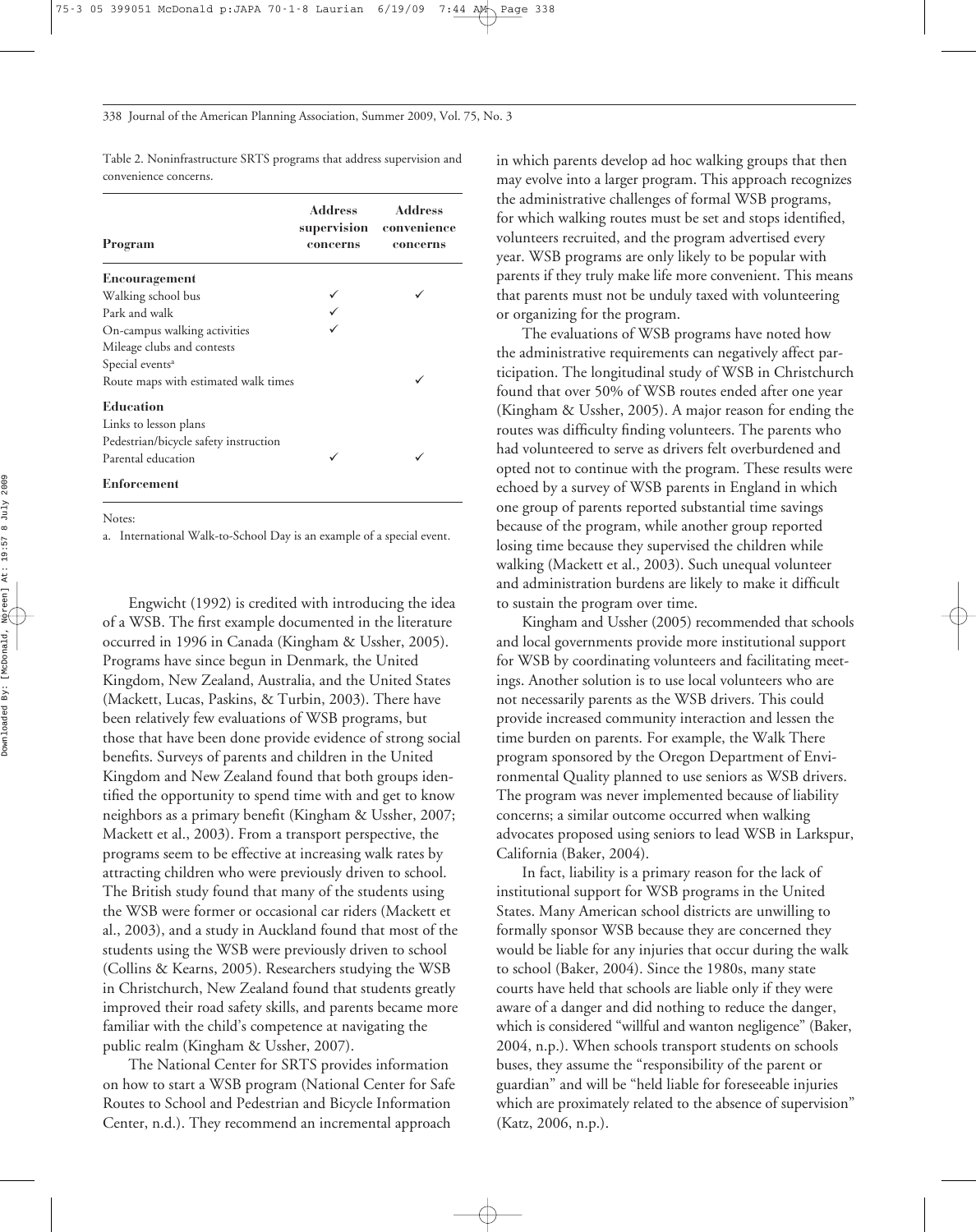Table 2. Noninfrastructure SRTS programs that address supervision and convenience concerns.

| Program | Address supervision concerns | Address convenience concerns |
|---|---|---|
| **Encouragement** | | |
| Walking school bus | ✓ | ✓ |
| Park and walk | ✓ | |
| On-campus walking activities | ✓ | |
| Mileage clubs and contests | | |
| Special events[a] | | |
| Route maps with estimated walk times | | ✓ |
| **Education** | | |
| Links to lesson plans | | |
| Pedestrian/bicycle safety instruction | | |
| Parental education | ✓ | ✓ |
| **Enforcement** | | |

Notes:

a. International Walk-to-School Day is an example of a special event.

Engwicht (1992) is credited with introducing the idea of a WSB. The first example documented in the literature occurred in 1996 in Canada (Kingham & Ussher, 2005). Programs have since begun in Denmark, the United Kingdom, New Zealand, Australia, and the United States (Mackett, Lucas, Paskins, & Turbin, 2003). There have been relatively few evaluations of WSB programs, but those that have been done provide evidence of strong social benefits. Surveys of parents and children in the United Kingdom and New Zealand found that both groups identified the opportunity to spend time with and get to know neighbors as a primary benefit (Kingham & Ussher, 2007; Mackett et al., 2003). From a transport perspective, the programs seem to be effective at increasing walk rates by attracting children who were previously driven to school. The British study found that many of the students using the WSB were former or occasional car riders (Mackett et al., 2003), and a study in Auckland found that most of the students using the WSB were previously driven to school (Collins & Kearns, 2005). Researchers studying the WSB in Christchurch, New Zealand found that students greatly improved their road safety skills, and parents became more familiar with the child's competence at navigating the public realm (Kingham & Ussher, 2007).

The National Center for SRTS provides information on how to start a WSB program (National Center for Safe Routes to School and Pedestrian and Bicycle Information Center, n.d.). They recommend an incremental approach in which parents develop ad hoc walking groups that then may evolve into a larger program. This approach recognizes the administrative challenges of formal WSB programs, for which walking routes must be set and stops identified, volunteers recruited, and the program advertised every year. WSB programs are only likely to be popular with parents if they truly make life more convenient. This means that parents must not be unduly taxed with volunteering or organizing for the program.

The evaluations of WSB programs have noted how the administrative requirements can negatively affect participation. The longitudinal study of WSB in Christchurch found that over 50% of WSB routes ended after one year (Kingham & Ussher, 2005). A major reason for ending the routes was difficulty finding volunteers. The parents who had volunteered to serve as drivers felt overburdened and opted not to continue with the program. These results were echoed by a survey of WSB parents in England in which one group of parents reported substantial time savings because of the program, while another group reported losing time because they supervised the children while walking (Mackett et al., 2003). Such unequal volunteer and administration burdens are likely to make it difficult to sustain the program over time.

Kingham and Ussher (2005) recommended that schools and local governments provide more institutional support for WSB by coordinating volunteers and facilitating meetings. Another solution is to use local volunteers who are not necessarily parents as the WSB drivers. This could provide increased community interaction and lessen the time burden on parents. For example, the Walk There program sponsored by the Oregon Department of Environmental Quality planned to use seniors as WSB drivers. The program was never implemented because of liability concerns; a similar outcome occurred when walking advocates proposed using seniors to lead WSB in Larkspur, California (Baker, 2004).

In fact, liability is a primary reason for the lack of institutional support for WSB programs in the United States. Many American school districts are unwilling to formally sponsor WSB because they are concerned they would be liable for any injuries that occur during the walk to school (Baker, 2004). Since the 1980s, many state courts have held that schools are liable only if they were aware of a danger and did nothing to reduce the danger, which is considered "willful and wanton negligence" (Baker, 2004, n.p.). When schools transport students on schools buses, they assume the "responsibility of the parent or guardian" and will be "held liable for foreseeable injuries which are proximately related to the absence of supervision" (Katz, 2006, n.p.).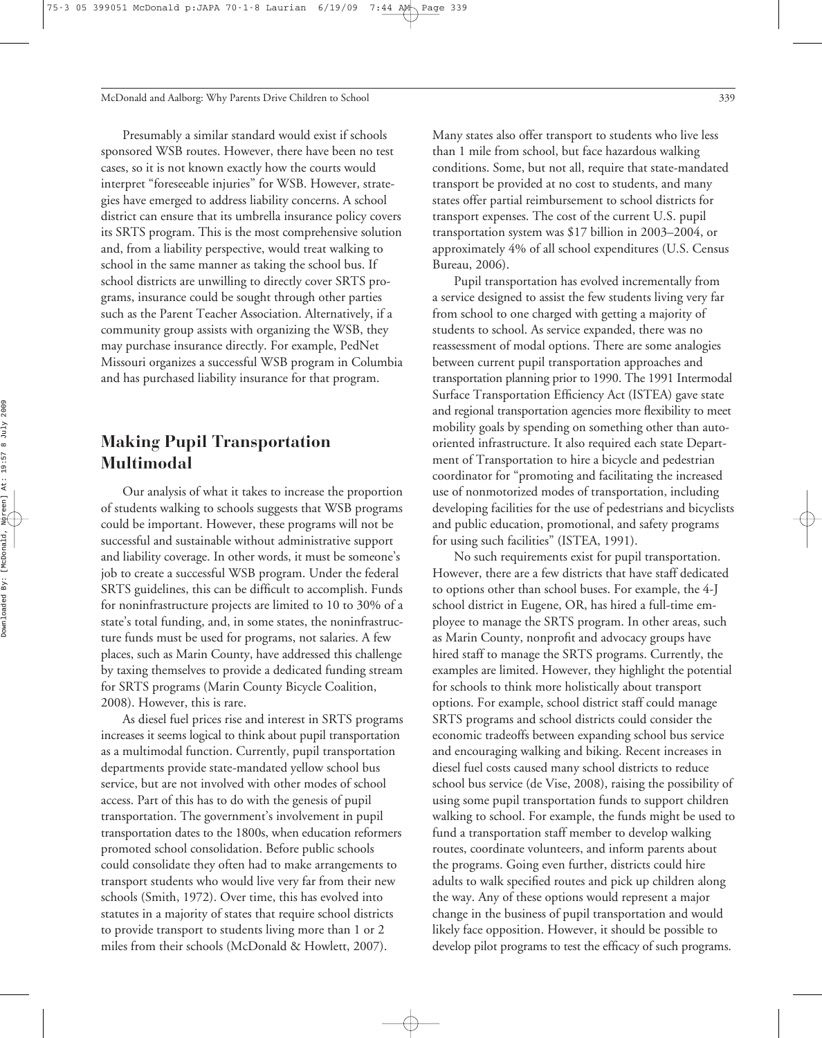Presumably a similar standard would exist if schools sponsored WSB routes. However, there have been no test cases, so it is not known exactly how the courts would interpret "foreseeable injuries" for WSB. However, strategies have emerged to address liability concerns. A school district can ensure that its umbrella insurance policy covers its SRTS program. This is the most comprehensive solution and, from a liability perspective, would treat walking to school in the same manner as taking the school bus. If school districts are unwilling to directly cover SRTS programs, insurance could be sought through other parties such as the Parent Teacher Association. Alternatively, if a community group assists with organizing the WSB, they may purchase insurance directly. For example, PedNet Missouri organizes a successful WSB program in Columbia and has purchased liability insurance for that program.

## Making Pupil Transportation Multimodal

Our analysis of what it takes to increase the proportion of students walking to schools suggests that WSB programs could be important. However, these programs will not be successful and sustainable without administrative support and liability coverage. In other words, it must be someone's job to create a successful WSB program. Under the federal SRTS guidelines, this can be difficult to accomplish. Funds for noninfrastructure projects are limited to 10 to 30% of a state's total funding, and, in some states, the noninfrastructure funds must be used for programs, not salaries. A few places, such as Marin County, have addressed this challenge by taxing themselves to provide a dedicated funding stream for SRTS programs (Marin County Bicycle Coalition, 2008). However, this is rare.

As diesel fuel prices rise and interest in SRTS programs increases it seems logical to think about pupil transportation as a multimodal function. Currently, pupil transportation departments provide state-mandated yellow school bus service, but are not involved with other modes of school access. Part of this has to do with the genesis of pupil transportation. The government's involvement in pupil transportation dates to the 1800s, when education reformers promoted school consolidation. Before public schools could consolidate they often had to make arrangements to transport students who would live very far from their new schools (Smith, 1972). Over time, this has evolved into statutes in a majority of states that require school districts to provide transport to students living more than 1 or 2 miles from their schools (McDonald & Howlett, 2007). Many states also offer transport to students who live less than 1 mile from school, but face hazardous walking conditions. Some, but not all, require that state-mandated transport be provided at no cost to students, and many states offer partial reimbursement to school districts for transport expenses. The cost of the current U.S. pupil transportation system was $17 billion in 2003–2004, or approximately 4% of all school expenditures (U.S. Census Bureau, 2006).

Pupil transportation has evolved incrementally from a service designed to assist the few students living very far from school to one charged with getting a majority of students to school. As service expanded, there was no reassessment of modal options. There are some analogies between current pupil transportation approaches and transportation planning prior to 1990. The 1991 Intermodal Surface Transportation Efficiency Act (ISTEA) gave state and regional transportation agencies more flexibility to meet mobility goals by spending on something other than auto-oriented infrastructure. It also required each state Department of Transportation to hire a bicycle and pedestrian coordinator for "promoting and facilitating the increased use of nonmotorized modes of transportation, including developing facilities for the use of pedestrians and bicyclists and public education, promotional, and safety programs for using such facilities" (ISTEA, 1991).

No such requirements exist for pupil transportation. However, there are a few districts that have staff dedicated to options other than school buses. For example, the 4-J school district in Eugene, OR, has hired a full-time employee to manage the SRTS program. In other areas, such as Marin County, nonprofit and advocacy groups have hired staff to manage the SRTS programs. Currently, the examples are limited. However, they highlight the potential for schools to think more holistically about transport options. For example, school district staff could manage SRTS programs and school districts could consider the economic tradeoffs between expanding school bus service and encouraging walking and biking. Recent increases in diesel fuel costs caused many school districts to reduce school bus service (de Vise, 2008), raising the possibility of using some pupil transportation funds to support children walking to school. For example, the funds might be used to fund a transportation staff member to develop walking routes, coordinate volunteers, and inform parents about the programs. Going even further, districts could hire adults to walk specified routes and pick up children along the way. Any of these options would represent a major change in the business of pupil transportation and would likely face opposition. However, it should be possible to develop pilot programs to test the efficacy of such programs.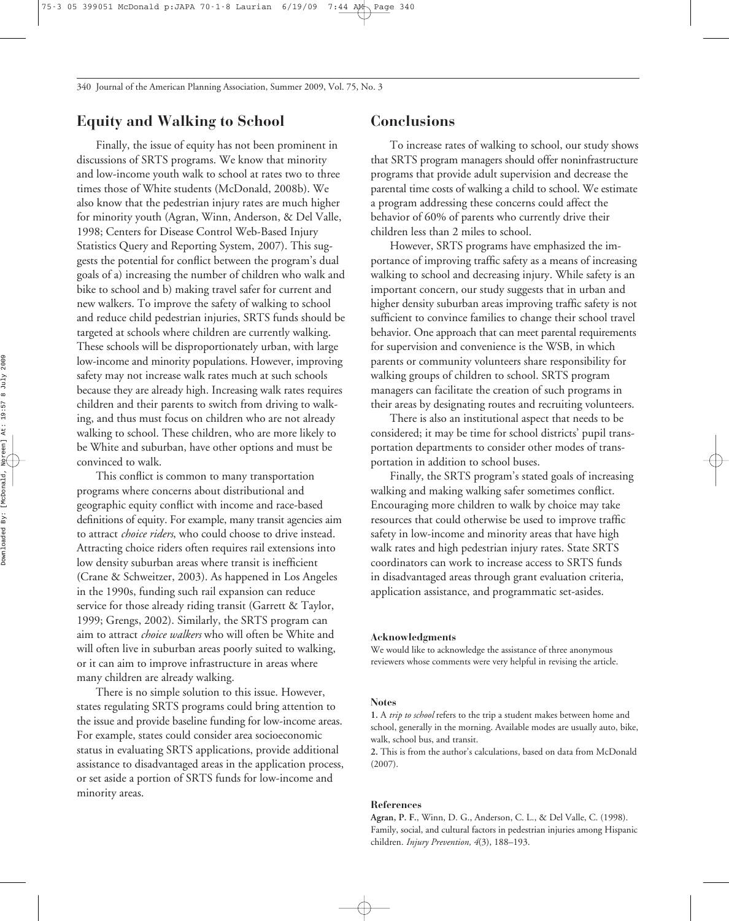## Equity and Walking to School

Finally, the issue of equity has not been prominent in discussions of SRTS programs. We know that minority and low-income youth walk to school at rates two to three times those of White students (McDonald, 2008b). We also know that the pedestrian injury rates are much higher for minority youth (Agran, Winn, Anderson, & Del Valle, 1998; Centers for Disease Control Web-Based Injury Statistics Query and Reporting System, 2007). This suggests the potential for conflict between the program's dual goals of a) increasing the number of children who walk and bike to school and b) making travel safer for current and new walkers. To improve the safety of walking to school and reduce child pedestrian injuries, SRTS funds should be targeted at schools where children are currently walking. These schools will be disproportionately urban, with large low-income and minority populations. However, improving safety may not increase walk rates much at such schools because they are already high. Increasing walk rates requires children and their parents to switch from driving to walking, and thus must focus on children who are not already walking to school. These children, who are more likely to be White and suburban, have other options and must be convinced to walk.

This conflict is common to many transportation programs where concerns about distributional and geographic equity conflict with income and race-based definitions of equity. For example, many transit agencies aim to attract *choice riders*, who could choose to drive instead. Attracting choice riders often requires rail extensions into low density suburban areas where transit is inefficient (Crane & Schweitzer, 2003). As happened in Los Angeles in the 1990s, funding such rail expansion can reduce service for those already riding transit (Garrett & Taylor, 1999; Grengs, 2002). Similarly, the SRTS program can aim to attract *choice walkers* who will often be White and will often live in suburban areas poorly suited to walking, or it can aim to improve infrastructure in areas where many children are already walking.

There is no simple solution to this issue. However, states regulating SRTS programs could bring attention to the issue and provide baseline funding for low-income areas. For example, states could consider area socioeconomic status in evaluating SRTS applications, provide additional assistance to disadvantaged areas in the application process, or set aside a portion of SRTS funds for low-income and minority areas.

## Conclusions

To increase rates of walking to school, our study shows that SRTS program managers should offer noninfrastructure programs that provide adult supervision and decrease the parental time costs of walking a child to school. We estimate a program addressing these concerns could affect the behavior of 60% of parents who currently drive their children less than 2 miles to school.

However, SRTS programs have emphasized the importance of improving traffic safety as a means of increasing walking to school and decreasing injury. While safety is an important concern, our study suggests that in urban and higher density suburban areas improving traffic safety is not sufficient to convince families to change their school travel behavior. One approach that can meet parental requirements for supervision and convenience is the WSB, in which parents or community volunteers share responsibility for walking groups of children to school. SRTS program managers can facilitate the creation of such programs in their areas by designating routes and recruiting volunteers.

There is also an institutional aspect that needs to be considered; it may be time for school districts' pupil transportation departments to consider other modes of transportation in addition to school buses.

Finally, the SRTS program's stated goals of increasing walking and making walking safer sometimes conflict. Encouraging more children to walk by choice may take resources that could otherwise be used to improve traffic safety in low-income and minority areas that have high walk rates and high pedestrian injury rates. State SRTS coordinators can work to increase access to SRTS funds in disadvantaged areas through grant evaluation criteria, application assistance, and programmatic set-asides.

### Acknowledgments

We would like to acknowledge the assistance of three anonymous reviewers whose comments were very helpful in revising the article.

### Notes

1. A *trip to school* refers to the trip a student makes between home and school, generally in the morning. Available modes are usually auto, bike, walk, school bus, and transit.
2. This is from the author's calculations, based on data from McDonald (2007).

### References

**Agran, P. F.**, Winn, D. G., Anderson, C. L., & Del Valle, C. (1998). Family, social, and cultural factors in pedestrian injuries among Hispanic children. *Injury Prevention, 4*(3), 188–193.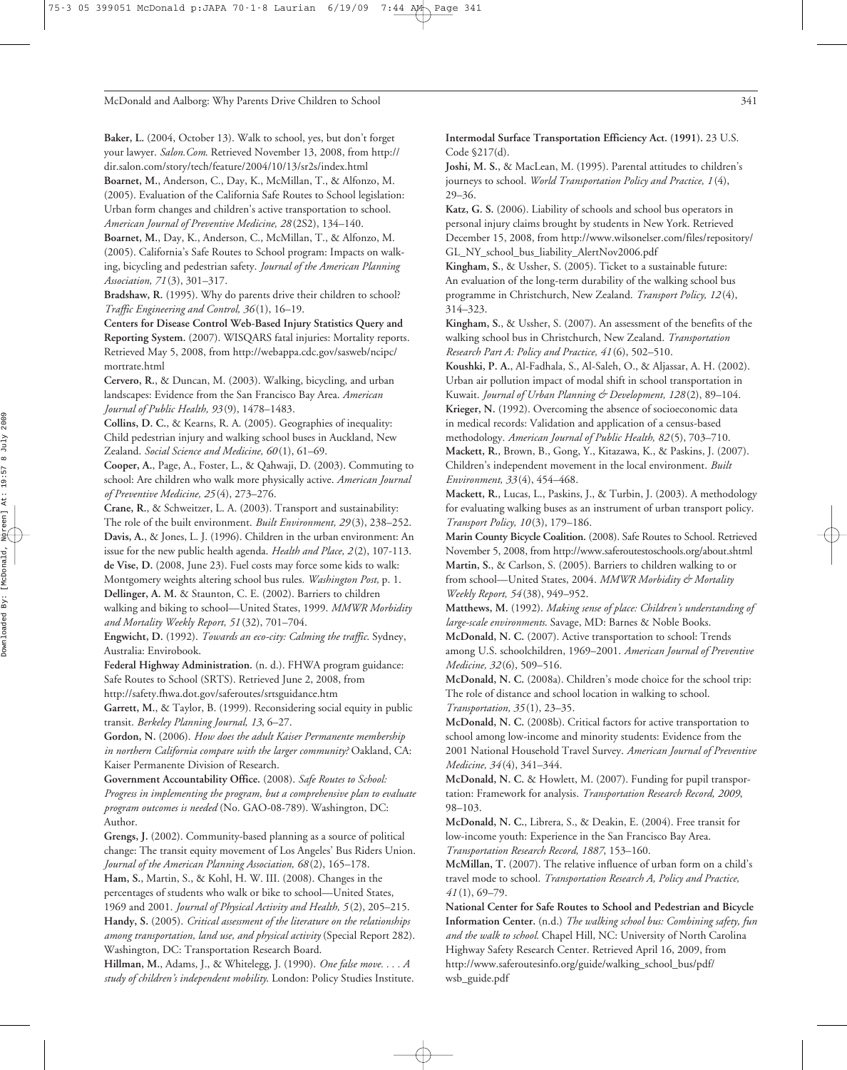**Baker, L.** (2004, October 13). Walk to school, yes, but don't forget your lawyer. *Salon.Com*. Retrieved November 13, 2008, from http://dir.salon.com/story/tech/feature/2004/10/13/sr2s/index.html

**Boarnet, M.**, Anderson, C., Day, K., McMillan, T., & Alfonzo, M. (2005). Evaluation of the California Safe Routes to School legislation: Urban form changes and children's active transportation to school. *American Journal of Preventive Medicine, 28*(2S2), 134–140.

**Boarnet, M.**, Day, K., Anderson, C., McMillan, T., & Alfonzo, M. (2005). California's Safe Routes to School program: Impacts on walking, bicycling and pedestrian safety. *Journal of the American Planning Association, 71*(3), 301–317.

**Bradshaw, R.** (1995). Why do parents drive their children to school? *Traffic Engineering and Control, 36*(1), 16–19.

**Centers for Disease Control Web-Based Injury Statistics Query and Reporting System.** (2007). WISQARS fatal injuries: Mortality reports. Retrieved May 5, 2008, from http://webappa.cdc.gov/sasweb/ncipc/mortrate.html

**Cervero, R.**, & Duncan, M. (2003). Walking, bicycling, and urban landscapes: Evidence from the San Francisco Bay Area. *American Journal of Public Health, 93*(9), 1478–1483.

**Collins, D. C.**, & Kearns, R. A. (2005). Geographies of inequality: Child pedestrian injury and walking school buses in Auckland, New Zealand. *Social Science and Medicine, 60*(1), 61–69.

**Cooper, A.**, Page, A., Foster, L., & Qahwaji, D. (2003). Commuting to school: Are children who walk more physically active. *American Journal of Preventive Medicine, 25*(4), 273–276.

**Crane, R.**, & Schweitzer, L. A. (2003). Transport and sustainability: The role of the built environment. *Built Environment, 29*(3), 238–252.

**Davis, A.**, & Jones, L. J. (1996). Children in the urban environment: An issue for the new public health agenda. *Health and Place, 2*(2), 107-113.

**de Vise, D.** (2008, June 23). Fuel costs may force some kids to walk: Montgomery weights altering school bus rules. *Washington Post,* p. 1.

**Dellinger, A. M.** & Staunton, C. E. (2002). Barriers to children walking and biking to school—United States, 1999. *MMWR Morbidity and Mortality Weekly Report, 51*(32), 701–704.

**Engwicht, D.** (1992). *Towards an eco-city: Calming the traffic*. Sydney, Australia: Envirobook.

**Federal Highway Administration.** (n. d.). FHWA program guidance: Safe Routes to School (SRTS). Retrieved June 2, 2008, from http://safety.fhwa.dot.gov/saferoutes/srtsguidance.htm

**Garrett, M.**, & Taylor, B. (1999). Reconsidering social equity in public transit. *Berkeley Planning Journal, 13*, 6–27.

**Gordon, N.** (2006). *How does the adult Kaiser Permanente membership in northern California compare with the larger community?* Oakland, CA: Kaiser Permanente Division of Research.

**Government Accountability Office.** (2008). *Safe Routes to School: Progress in implementing the program, but a comprehensive plan to evaluate program outcomes is needed* (No. GAO-08-789). Washington, DC: Author.

**Grengs, J.** (2002). Community-based planning as a source of political change: The transit equity movement of Los Angeles' Bus Riders Union. *Journal of the American Planning Association, 68*(2), 165–178.

**Ham, S.**, Martin, S., & Kohl, H. W. III. (2008). Changes in the percentages of students who walk or bike to school—United States, 1969 and 2001. *Journal of Physical Activity and Health, 5*(2), 205–215.

**Handy, S.** (2005). *Critical assessment of the literature on the relationships among transportation, land use, and physical activity* (Special Report 282). Washington, DC: Transportation Research Board.

**Hillman, M.**, Adams, J., & Whitelegg, J. (1990). *One false move. . . . A study of children's independent mobility*. London: Policy Studies Institute.

**Intermodal Surface Transportation Efficiency Act. (1991).** 23 U.S. Code §217(d).

**Joshi, M. S.**, & MacLean, M. (1995). Parental attitudes to children's journeys to school. *World Transportation Policy and Practice, 1*(4), 29–36.

**Katz, G. S.** (2006). Liability of schools and school bus operators in personal injury claims brought by students in New York. Retrieved December 15, 2008, from http://www.wilsonelser.com/files/repository/GL_NY_school_bus_liability_AlertNov2006.pdf

**Kingham, S.**, & Ussher, S. (2005). Ticket to a sustainable future: An evaluation of the long-term durability of the walking school bus programme in Christchurch, New Zealand. *Transport Policy, 12*(4), 314–323.

**Kingham, S.**, & Ussher, S. (2007). An assessment of the benefits of the walking school bus in Christchurch, New Zealand. *Transportation Research Part A: Policy and Practice, 41*(6), 502–510.

**Koushki, P. A.**, Al-Fadhala, S., Al-Saleh, O., & Aljassar, A. H. (2002). Urban air pollution impact of modal shift in school transportation in Kuwait. *Journal of Urban Planning & Development, 128*(2), 89–104.

**Krieger, N.** (1992). Overcoming the absence of socioeconomic data in medical records: Validation and application of a census-based methodology. *American Journal of Public Health, 82*(5), 703–710.

**Mackett, R.**, Brown, B., Gong, Y., Kitazawa, K., & Paskins, J. (2007). Children's independent movement in the local environment. *Built Environment, 33*(4), 454–468.

**Mackett, R.**, Lucas, L., Paskins, J., & Turbin, J. (2003). A methodology for evaluating walking buses as an instrument of urban transport policy. *Transport Policy, 10*(3), 179–186.

**Marin County Bicycle Coalition.** (2008). Safe Routes to School. Retrieved November 5, 2008, from http://www.saferoutestoschools.org/about.shtml

**Martin, S.**, & Carlson, S. (2005). Barriers to children walking to or from school—United States, 2004. *MMWR Morbidity & Mortality Weekly Report, 54*(38), 949–952.

**Matthews, M.** (1992). *Making sense of place: Children's understanding of large-scale environments*. Savage, MD: Barnes & Noble Books.

**McDonald, N. C.** (2007). Active transportation to school: Trends among U.S. schoolchildren, 1969–2001. *American Journal of Preventive Medicine, 32*(6), 509–516.

**McDonald, N. C.** (2008a). Children's mode choice for the school trip: The role of distance and school location in walking to school. *Transportation, 35*(1), 23–35.

**McDonald, N. C.** (2008b). Critical factors for active transportation to school among low-income and minority students: Evidence from the 2001 National Household Travel Survey. *American Journal of Preventive Medicine, 34*(4), 341–344.

**McDonald, N. C.** & Howlett, M. (2007). Funding for pupil transportation: Framework for analysis. *Transportation Research Record, 2009*, 98–103.

**McDonald, N. C.**, Librera, S., & Deakin, E. (2004). Free transit for low-income youth: Experience in the San Francisco Bay Area. *Transportation Research Record, 1887*, 153–160.

**McMillan, T.** (2007). The relative influence of urban form on a child's travel mode to school. *Transportation Research A, Policy and Practice, 41*(1), 69–79.

**National Center for Safe Routes to School and Pedestrian and Bicycle Information Center.** (n.d.) *The walking school bus: Combining safety, fun and the walk to school.* Chapel Hill, NC: University of North Carolina Highway Safety Research Center. Retrieved April 16, 2009, from http://www.saferoutesinfo.org/guide/walking_school_bus/pdf/wsb_guide.pdf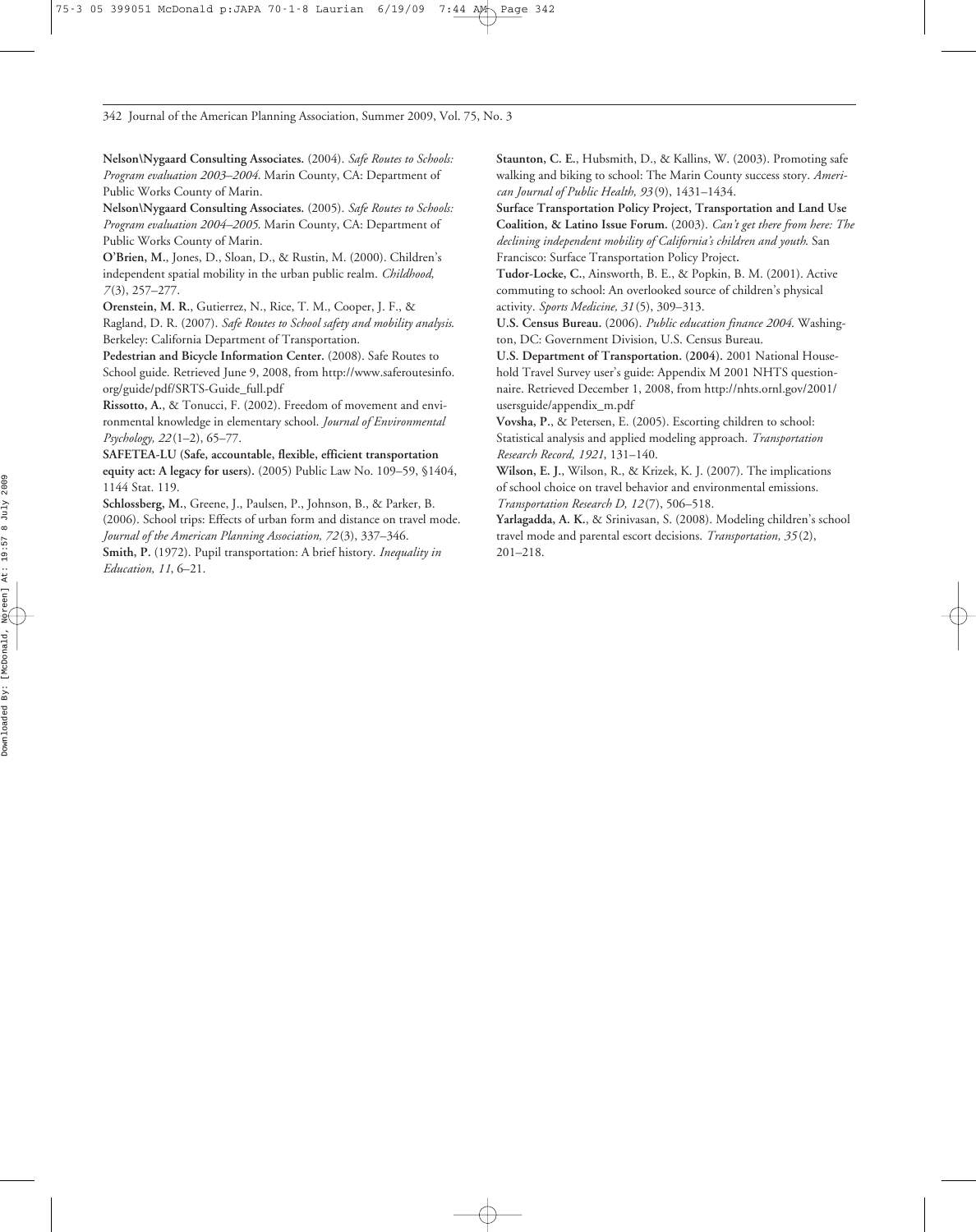**Nelson\Nygaard Consulting Associates.** (2004). *Safe Routes to Schools: Program evaluation 2003–2004*. Marin County, CA: Department of Public Works County of Marin.

**Nelson\Nygaard Consulting Associates.** (2005). *Safe Routes to Schools: Program evaluation 2004–2005*. Marin County, CA: Department of Public Works County of Marin.

**O'Brien, M.**, Jones, D., Sloan, D., & Rustin, M. (2000). Children's independent spatial mobility in the urban public realm. *Childhood, 7*(3), 257–277.

**Orenstein, M. R.**, Gutierrez, N., Rice, T. M., Cooper, J. F., & Ragland, D. R. (2007). *Safe Routes to School safety and mobility analysis.* Berkeley: California Department of Transportation.

**Pedestrian and Bicycle Information Center.** (2008). Safe Routes to School guide. Retrieved June 9, 2008, from http://www.saferoutesinfo.org/guide/pdf/SRTS-Guide_full.pdf

**Rissotto, A.**, & Tonucci, F. (2002). Freedom of movement and environmental knowledge in elementary school. *Journal of Environmental Psychology, 22*(1–2), 65–77.

**SAFETEA-LU (Safe, accountable, flexible, efficient transportation equity act: A legacy for users).** (2005) Public Law No. 109–59, §1404, 1144 Stat. 119.

**Schlossberg, M.**, Greene, J., Paulsen, P., Johnson, B., & Parker, B. (2006). School trips: Effects of urban form and distance on travel mode. *Journal of the American Planning Association, 72*(3), 337–346.

**Smith, P.** (1972). Pupil transportation: A brief history. *Inequality in Education, 11*, 6–21.

**Staunton, C. E.**, Hubsmith, D., & Kallins, W. (2003). Promoting safe walking and biking to school: The Marin County success story. *American Journal of Public Health, 93*(9), 1431–1434.

**Surface Transportation Policy Project, Transportation and Land Use Coalition, & Latino Issue Forum.** (2003). *Can't get there from here: The declining independent mobility of California's children and youth.* San Francisco: Surface Transportation Policy Project.

**Tudor-Locke, C.**, Ainsworth, B. E., & Popkin, B. M. (2001). Active commuting to school: An overlooked source of children's physical activity. *Sports Medicine, 31*(5), 309–313.

**U.S. Census Bureau.** (2006). *Public education finance 2004.* Washington, DC: Government Division, U.S. Census Bureau.

**U.S. Department of Transportation. (2004).** 2001 National Household Travel Survey user's guide: Appendix M 2001 NHTS questionnaire. Retrieved December 1, 2008, from http://nhts.ornl.gov/2001/usersguide/appendix_m.pdf

**Vovsha, P.**, & Petersen, E. (2005). Escorting children to school: Statistical analysis and applied modeling approach. *Transportation Research Record, 1921*, 131–140.

**Wilson, E. J.**, Wilson, R., & Krizek, K. J. (2007). The implications of school choice on travel behavior and environmental emissions. *Transportation Research D, 12*(7), 506–518.

**Yarlagadda, A. K.**, & Srinivasan, S. (2008). Modeling children's school travel mode and parental escort decisions. *Transportation, 35*(2), 201–218.